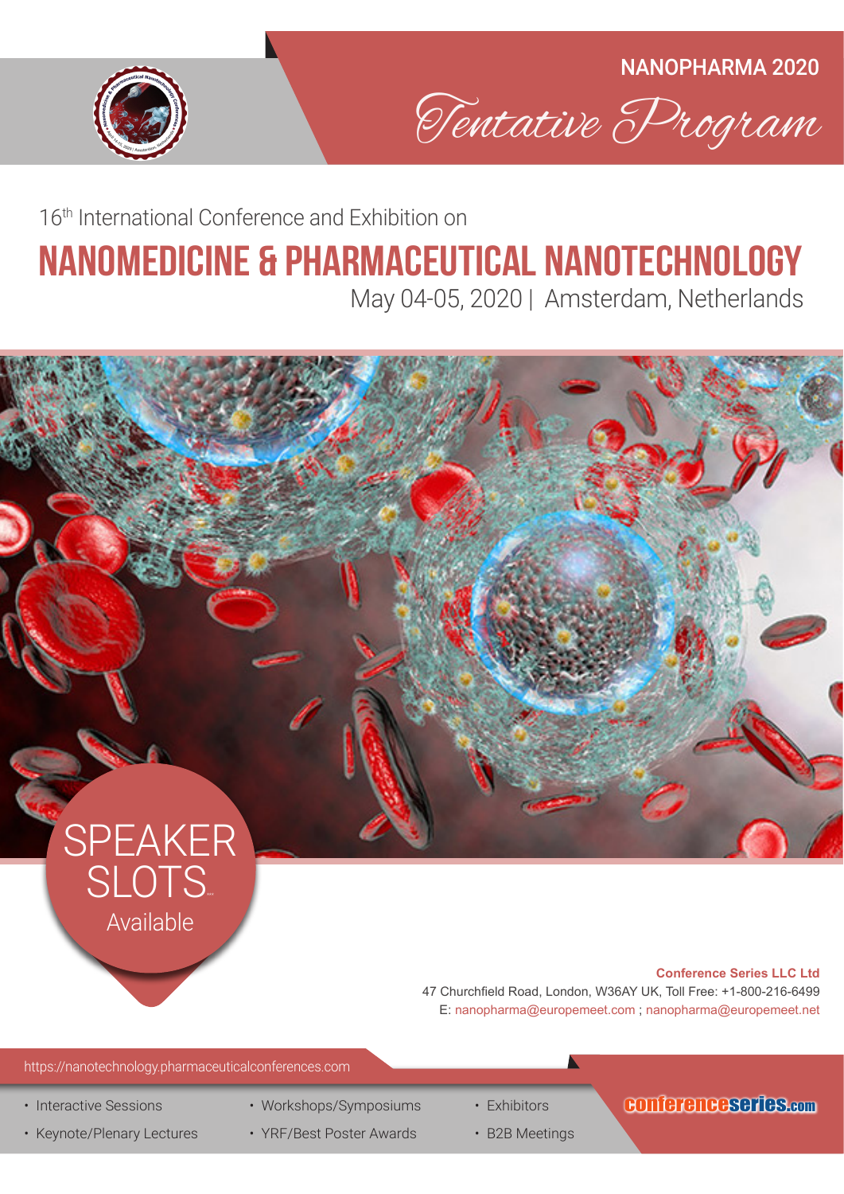NANOPHARMA 2020

*Tentative Program*

16th International Conference and Exhibition on

# NANOMEDICINE & PHARMACEUTICAL NANOTECHNOLOGY

May 04-05, 2020 | Amsterdam, Netherlands

SPEAKER SLOTS Available

**Conference Series LLC Ltd**
47 Churchfield Road, London, W36AY UK, Toll Free: +1-800-216-6499
E: nanopharma@europemeet.com ; nanopharma@europemeet.net

https://nanotechnology.pharmaceuticalconferences.com

- Interactive Sessions
- Keynote/Plenary Lectures
- Workshops/Symposiums
- YRF/Best Poster Awards
- Exhibitors
- B2B Meetings

conferenceseries.com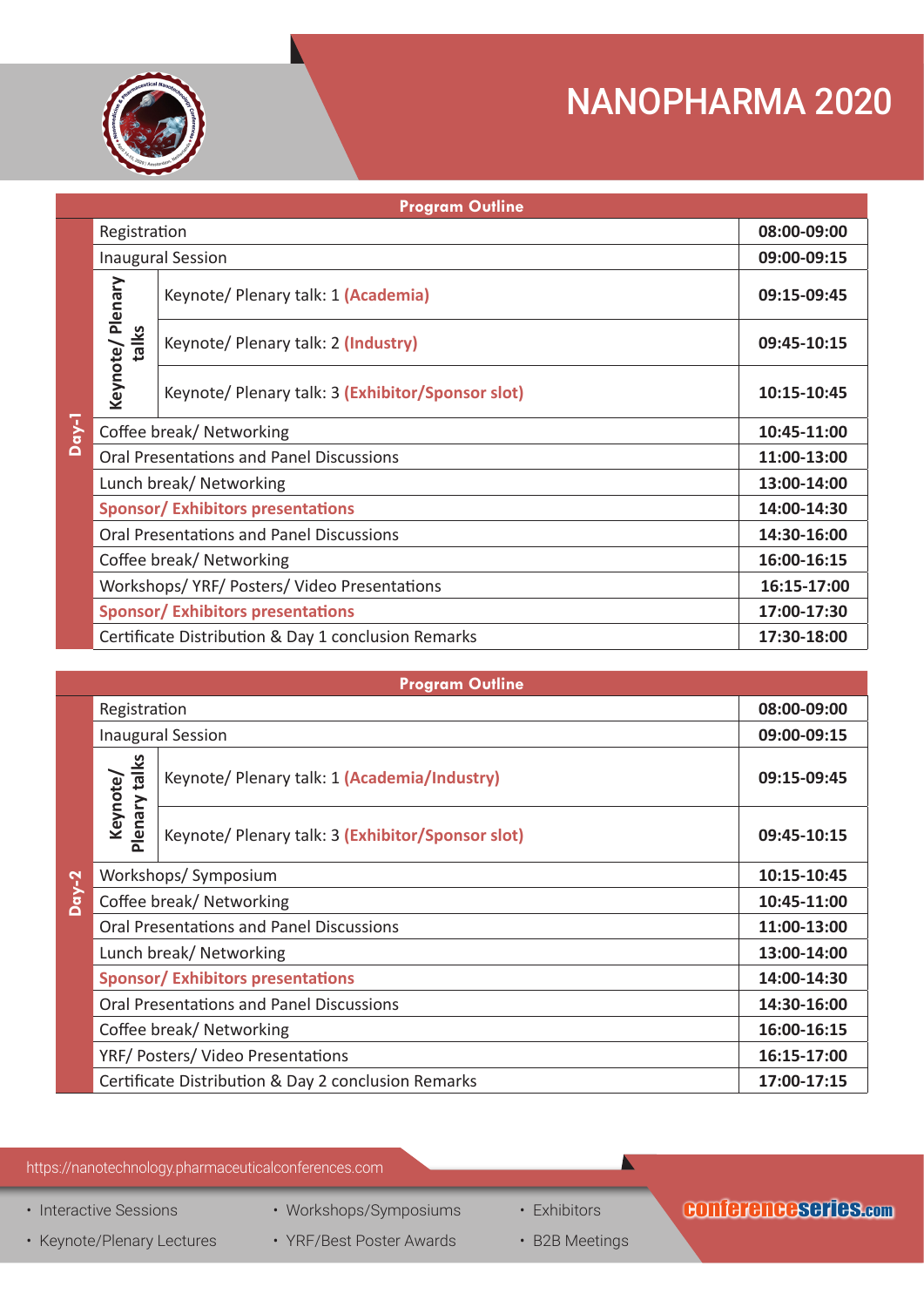# NANOPHARMA 2020

## Program Outline

| Day | Session | | Time |
|---|---|---|---|
| Day-1 | Registration | | 08:00-09:00 |
| | Inaugural Session | | 09:00-09:15 |
| | Keynote/ Plenary talks | Keynote/ Plenary talk: 1 (Academia) | 09:15-09:45 |
| | | Keynote/ Plenary talk: 2 (Industry) | 09:45-10:15 |
| | | Keynote/ Plenary talk: 3 (Exhibitor/Sponsor slot) | 10:15-10:45 |
| | Coffee break/ Networking | | 10:45-11:00 |
| | Oral Presentations and Panel Discussions | | 11:00-13:00 |
| | Lunch break/ Networking | | 13:00-14:00 |
| | Sponsor/ Exhibitors presentations | | 14:00-14:30 |
| | Oral Presentations and Panel Discussions | | 14:30-16:00 |
| | Coffee break/ Networking | | 16:00-16:15 |
| | Workshops/ YRF/ Posters/ Video Presentations | | 16:15-17:00 |
| | Sponsor/ Exhibitors presentations | | 17:00-17:30 |
| | Certificate Distribution & Day 1 conclusion Remarks | | 17:30-18:00 |

## Program Outline

| Day | Session | | Time |
|---|---|---|---|
| Day-2 | Registration | | 08:00-09:00 |
| | Inaugural Session | | 09:00-09:15 |
| | Keynote/ Plenary talks | Keynote/ Plenary talk: 1 (Academia/Industry) | 09:15-09:45 |
| | | Keynote/ Plenary talk: 3 (Exhibitor/Sponsor slot) | 09:45-10:15 |
| | Workshops/ Symposium | | 10:15-10:45 |
| | Coffee break/ Networking | | 10:45-11:00 |
| | Oral Presentations and Panel Discussions | | 11:00-13:00 |
| | Lunch break/ Networking | | 13:00-14:00 |
| | Sponsor/ Exhibitors presentations | | 14:00-14:30 |
| | Oral Presentations and Panel Discussions | | 14:30-16:00 |
| | Coffee break/ Networking | | 16:00-16:15 |
| | YRF/ Posters/ Video Presentations | | 16:15-17:00 |
| | Certificate Distribution & Day 2 conclusion Remarks | | 17:00-17:15 |

https://nanotechnology.pharmaceuticalconferences.com

- Interactive Sessions
- Keynote/Plenary Lectures
- Workshops/Symposiums
- YRF/Best Poster Awards
- Exhibitors
- B2B Meetings

conferenceseries.com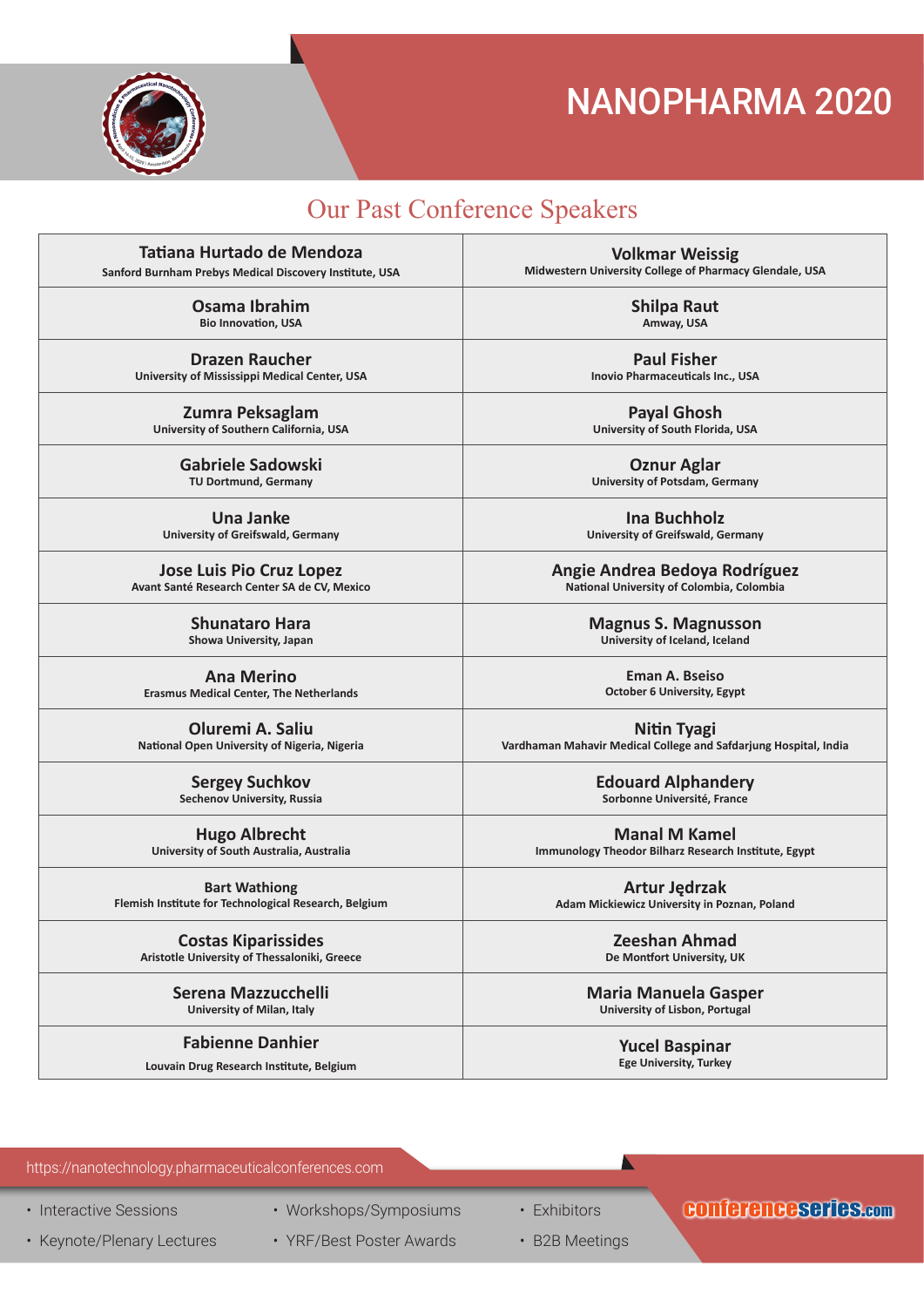# NANOPHARMA 2020

## Our Past Conference Speakers

| | |
|---|---|
| **Tatiana Hurtado de Mendoza**<br>Sanford Burnham Prebys Medical Discovery Institute, USA | **Volkmar Weissig**<br>Midwestern University College of Pharmacy Glendale, USA |
| **Osama Ibrahim**<br>Bio Innovation, USA | **Shilpa Raut**<br>Amway, USA |
| **Drazen Raucher**<br>University of Mississippi Medical Center, USA | **Paul Fisher**<br>Inovio Pharmaceuticals Inc., USA |
| **Zumra Peksaglam**<br>University of Southern California, USA | **Payal Ghosh**<br>University of South Florida, USA |
| **Gabriele Sadowski**<br>TU Dortmund, Germany | **Oznur Aglar**<br>University of Potsdam, Germany |
| **Una Janke**<br>University of Greifswald, Germany | **Ina Buchholz**<br>University of Greifswald, Germany |
| **Jose Luis Pio Cruz Lopez**<br>Avant Santé Research Center SA de CV, Mexico | **Angie Andrea Bedoya Rodríguez**<br>National University of Colombia, Colombia |
| **Shunataro Hara**<br>Showa University, Japan | **Magnus S. Magnusson**<br>University of Iceland, Iceland |
| **Ana Merino**<br>Erasmus Medical Center, The Netherlands | **Eman A. Bseiso**<br>October 6 University, Egypt |
| **Oluremi A. Saliu**<br>National Open University of Nigeria, Nigeria | **Nitin Tyagi**<br>Vardhaman Mahavir Medical College and Safdarjung Hospital, India |
| **Sergey Suchkov**<br>Sechenov University, Russia | **Edouard Alphandery**<br>Sorbonne Université, France |
| **Hugo Albrecht**<br>University of South Australia, Australia | **Manal M Kamel**<br>Immunology Theodor Bilharz Research Institute, Egypt |
| **Bart Wathiong**<br>Flemish Institute for Technological Research, Belgium | **Artur Jędrzak**<br>Adam Mickiewicz University in Poznan, Poland |
| **Costas Kiparissides**<br>Aristotle University of Thessaloniki, Greece | **Zeeshan Ahmad**<br>De Montfort University, UK |
| **Serena Mazzucchelli**<br>University of Milan, Italy | **Maria Manuela Gasper**<br>University of Lisbon, Portugal |
| **Fabienne Danhier**<br>Louvain Drug Research Institute, Belgium | **Yucel Baspinar**<br>Ege University, Turkey |

https://nanotechnology.pharmaceuticalconferences.com

- Interactive Sessions
- Keynote/Plenary Lectures
- Workshops/Symposiums
- YRF/Best Poster Awards
- Exhibitors
- B2B Meetings

conferenceseries.com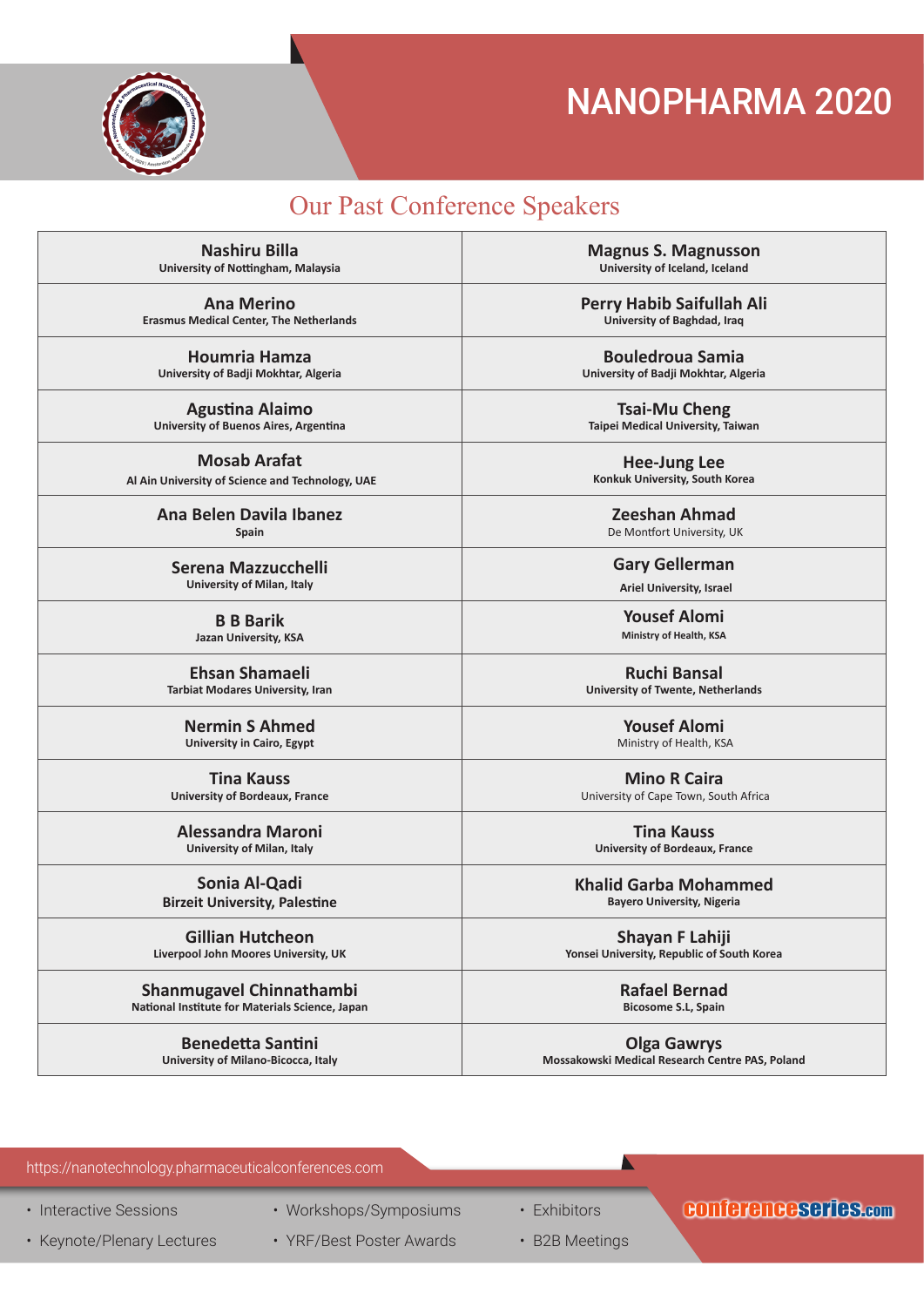# NANOPHARMA 2020

## Our Past Conference Speakers

| | |
|---|---|
| **Nashiru Billa**<br>University of Nottingham, Malaysia | **Magnus S. Magnusson**<br>University of Iceland, Iceland |
| **Ana Merino**<br>Erasmus Medical Center, The Netherlands | **Perry Habib Saifullah Ali**<br>University of Baghdad, Iraq |
| **Houmria Hamza**<br>University of Badji Mokhtar, Algeria | **Bouledroua Samia**<br>University of Badji Mokhtar, Algeria |
| **Agustina Alaimo**<br>University of Buenos Aires, Argentina | **Tsai-Mu Cheng**<br>Taipei Medical University, Taiwan |
| **Mosab Arafat**<br>Al Ain University of Science and Technology, UAE | **Hee-Jung Lee**<br>Konkuk University, South Korea |
| **Ana Belen Davila Ibanez**<br>Spain | **Zeeshan Ahmad**<br>De Montfort University, UK |
| **Serena Mazzucchelli**<br>University of Milan, Italy | **Gary Gellerman**<br>Ariel University, Israel |
| **B B Barik**<br>Jazan University, KSA | **Yousef Alomi**<br>Ministry of Health, KSA |
| **Ehsan Shamaeli**<br>Tarbiat Modares University, Iran | **Ruchi Bansal**<br>University of Twente, Netherlands |
| **Nermin S Ahmed**<br>University in Cairo, Egypt | **Yousef Alomi**<br>Ministry of Health, KSA |
| **Tina Kauss**<br>University of Bordeaux, France | **Mino R Caira**<br>University of Cape Town, South Africa |
| **Alessandra Maroni**<br>University of Milan, Italy | **Tina Kauss**<br>University of Bordeaux, France |
| **Sonia Al-Qadi**<br>Birzeit University, Palestine | **Khalid Garba Mohammed**<br>Bayero University, Nigeria |
| **Gillian Hutcheon**<br>Liverpool John Moores University, UK | **Shayan F Lahiji**<br>Yonsei University, Republic of South Korea |
| **Shanmugavel Chinnathambi**<br>National Institute for Materials Science, Japan | **Rafael Bernad**<br>Bicosome S.L, Spain |
| **Benedetta Santini**<br>University of Milano-Bicocca, Italy | **Olga Gawrys**<br>Mossakowski Medical Research Centre PAS, Poland |

https://nanotechnology.pharmaceuticalconferences.com

- Interactive Sessions
- Keynote/Plenary Lectures
- Workshops/Symposiums
- YRF/Best Poster Awards
- Exhibitors
- B2B Meetings

conferenceseries.com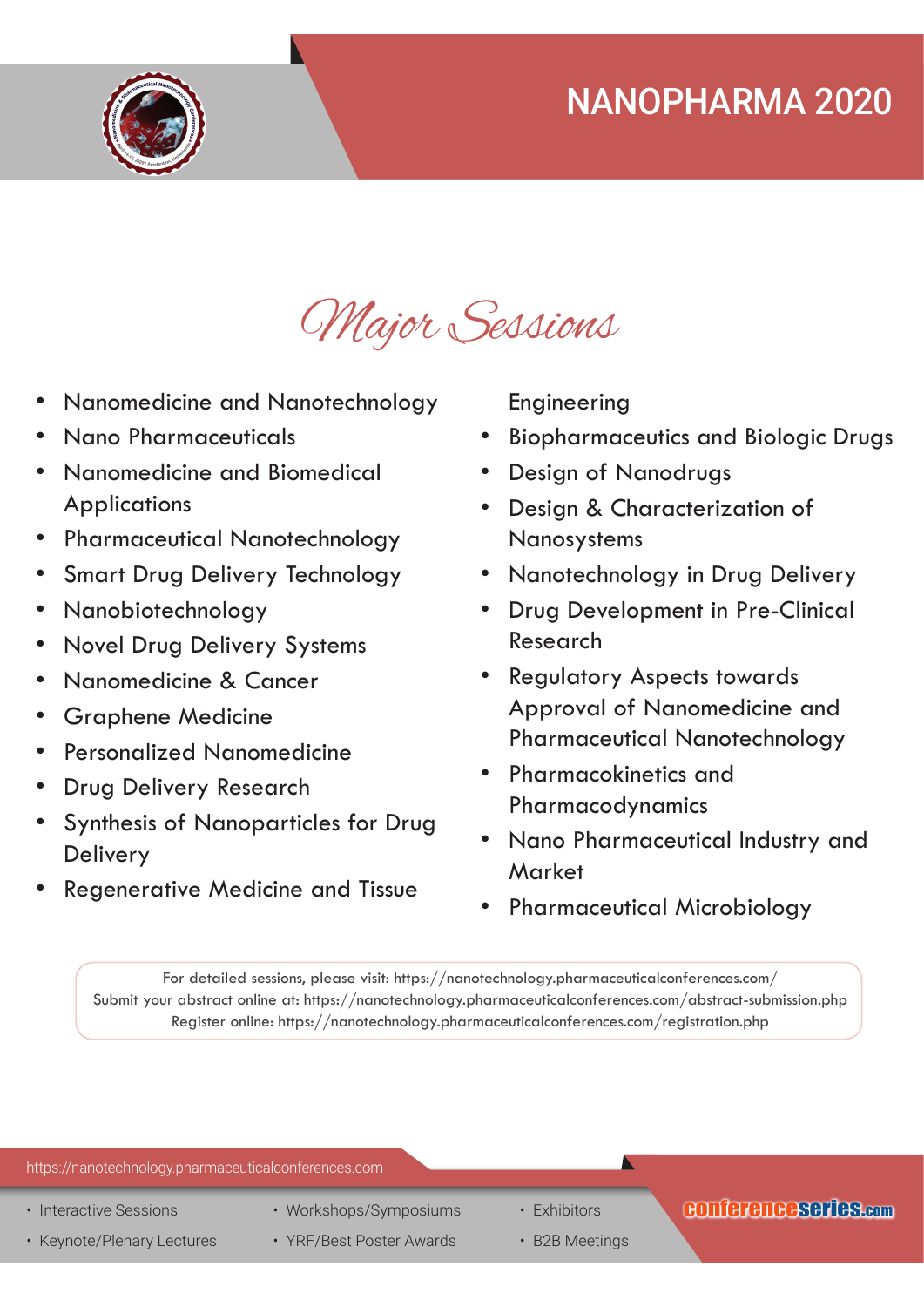# NANOPHARMA 2020

## Major Sessions

- Nanomedicine and Nanotechnology
- Nano Pharmaceuticals
- Nanomedicine and Biomedical Applications
- Pharmaceutical Nanotechnology
- Smart Drug Delivery Technology
- Nanobiotechnology
- Novel Drug Delivery Systems
- Nanomedicine & Cancer
- Graphene Medicine
- Personalized Nanomedicine
- Drug Delivery Research
- Synthesis of Nanoparticles for Drug Delivery
- Regenerative Medicine and Tissue Engineering
- Biopharmaceutics and Biologic Drugs
- Design of Nanodrugs
- Design & Characterization of Nanosystems
- Nanotechnology in Drug Delivery
- Drug Development in Pre-Clinical Research
- Regulatory Aspects towards Approval of Nanomedicine and Pharmaceutical Nanotechnology
- Pharmacokinetics and Pharmacodynamics
- Nano Pharmaceutical Industry and Market
- Pharmaceutical Microbiology

For detailed sessions, please visit: https://nanotechnology.pharmaceuticalconferences.com/
Submit your abstract online at: https://nanotechnology.pharmaceuticalconferences.com/abstract-submission.php
Register online: https://nanotechnology.pharmaceuticalconferences.com/registration.php

https://nanotechnology.pharmaceuticalconferences.com

- Interactive Sessions
- Keynote/Plenary Lectures
- Workshops/Symposiums
- YRF/Best Poster Awards
- Exhibitors
- B2B Meetings

conferenceseries.com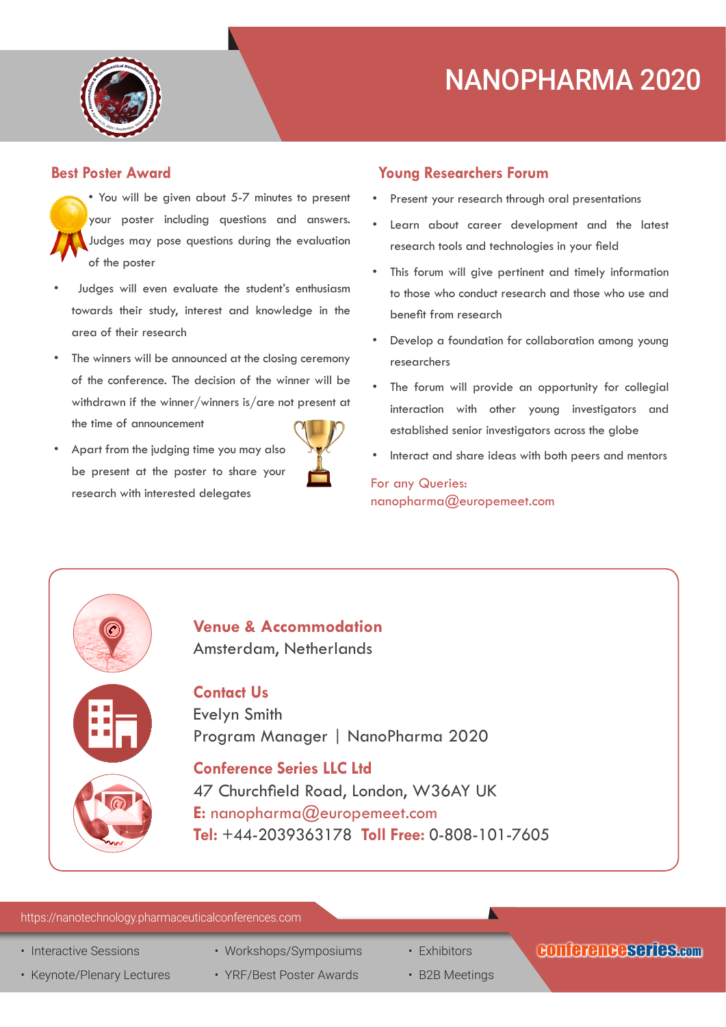# NANOPHARMA 2020

## Best Poster Award

- You will be given about 5-7 minutes to present your poster including questions and answers. Judges may pose questions during the evaluation of the poster
- Judges will even evaluate the student's enthusiasm towards their study, interest and knowledge in the area of their research
- The winners will be announced at the closing ceremony of the conference. The decision of the winner will be withdrawn if the winner/winners is/are not present at the time of announcement
- Apart from the judging time you may also be present at the poster to share your research with interested delegates

## Young Researchers Forum

- Present your research through oral presentations
- Learn about career development and the latest research tools and technologies in your field
- This forum will give pertinent and timely information to those who conduct research and those who use and benefit from research
- Develop a foundation for collaboration among young researchers
- The forum will provide an opportunity for collegial interaction with other young investigators and established senior investigators across the globe
- Interact and share ideas with both peers and mentors

For any Queries:
nanopharma@europemeet.com

### Venue & Accommodation

Amsterdam, Netherlands

### Contact Us

Evelyn Smith
Program Manager | NanoPharma 2020

### Conference Series LLC Ltd

47 Churchfield Road, London, W36AY UK
**E:** nanopharma@europemeet.com
**Tel:** +44-2039363178 **Toll Free:** 0-808-101-7605

https://nanotechnology.pharmaceuticalconferences.com

- Interactive Sessions
- Keynote/Plenary Lectures
- Workshops/Symposiums
- YRF/Best Poster Awards
- Exhibitors
- B2B Meetings

conferenceseries.com